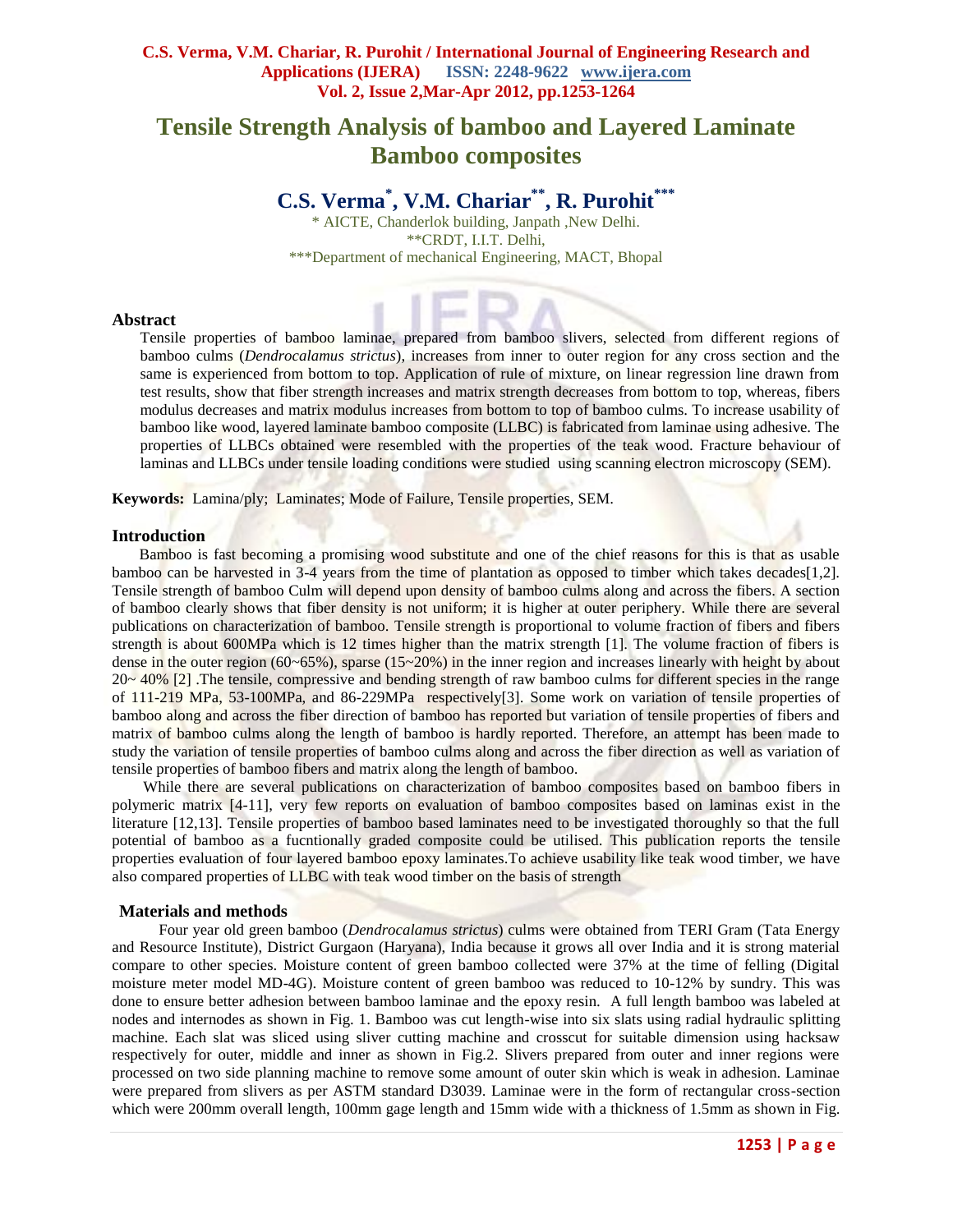# Tensile Strength Analysis of bamboo and Layered Laminate Bamboo composites

## C.S. Verma*, V.M. Chariar**, R. Purohit***

\* AICTE, Chanderlok building, Janpath ,New Delhi.
**CRDT, I.I.T. Delhi,
***Department of mechanical Engineering, MACT, Bhopal

### Abstract

Tensile properties of bamboo laminae, prepared from bamboo slivers, selected from different regions of bamboo culms (*Dendrocalamus strictus*), increases from inner to outer region for any cross section and the same is experienced from bottom to top. Application of rule of mixture, on linear regression line drawn from test results, show that fiber strength increases and matrix strength decreases from bottom to top, whereas, fibers modulus decreases and matrix modulus increases from bottom to top of bamboo culms. To increase usability of bamboo like wood, layered laminate bamboo composite (LLBC) is fabricated from laminae using adhesive. The properties of LLBCs obtained were resembled with the properties of the teak wood. Fracture behaviour of laminas and LLBCs under tensile loading conditions were studied using scanning electron microscopy (SEM).

**Keywords:** Lamina/ply; Laminates; Mode of Failure, Tensile properties, SEM.

### Introduction

Bamboo is fast becoming a promising wood substitute and one of the chief reasons for this is that as usable bamboo can be harvested in 3-4 years from the time of plantation as opposed to timber which takes decades[1,2]. Tensile strength of bamboo Culm will depend upon density of bamboo culms along and across the fibers. A section of bamboo clearly shows that fiber density is not uniform; it is higher at outer periphery. While there are several publications on characterization of bamboo. Tensile strength is proportional to volume fraction of fibers and fibers strength is about 600MPa which is 12 times higher than the matrix strength [1]. The volume fraction of fibers is dense in the outer region (60~65%), sparse (15~20%) in the inner region and increases linearly with height by about 20~ 40% [2] .The tensile, compressive and bending strength of raw bamboo culms for different species in the range of 111-219 MPa, 53-100MPa, and 86-229MPa respectively[3]. Some work on variation of tensile properties of bamboo along and across the fiber direction of bamboo has reported but variation of tensile properties of fibers and matrix of bamboo culms along the length of bamboo is hardly reported. Therefore, an attempt has been made to study the variation of tensile properties of bamboo culms along and across the fiber direction as well as variation of tensile properties of bamboo fibers and matrix along the length of bamboo.

While there are several publications on characterization of bamboo composites based on bamboo fibers in polymeric matrix [4-11], very few reports on evaluation of bamboo composites based on laminas exist in the literature [12,13]. Tensile properties of bamboo based laminates need to be investigated thoroughly so that the full potential of bamboo as a fucntionally graded composite could be utilised. This publication reports the tensile properties evaluation of four layered bamboo epoxy laminates.To achieve usability like teak wood timber, we have also compared properties of LLBC with teak wood timber on the basis of strength

### Materials and methods

Four year old green bamboo (*Dendrocalamus strictus*) culms were obtained from TERI Gram (Tata Energy and Resource Institute), District Gurgaon (Haryana), India because it grows all over India and it is strong material compare to other species. Moisture content of green bamboo collected was 37% at the time of felling (Digital moisture meter model MD-4G). Moisture content of green bamboo was reduced to 10-12% by sundry. This was done to ensure better adhesion between bamboo laminae and the epoxy resin. A full length bamboo was labeled at nodes and internodes as shown in Fig. 1. Bamboo was cut length-wise into six slats using radial hydraulic splitting machine. Each slat was sliced using sliver cutting machine and crosscut for suitable dimension using hacksaw respectively for outer, middle and inner as shown in Fig.2. Slivers prepared from outer and inner regions were processed on two side planning machine to remove some amount of outer skin which is weak in adhesion. Laminae were prepared from slivers as per ASTM standard D3039. Laminae were in the form of rectangular cross-section which were 200mm overall length, 100mm gage length and 15mm wide with a thickness of 1.5mm as shown in Fig.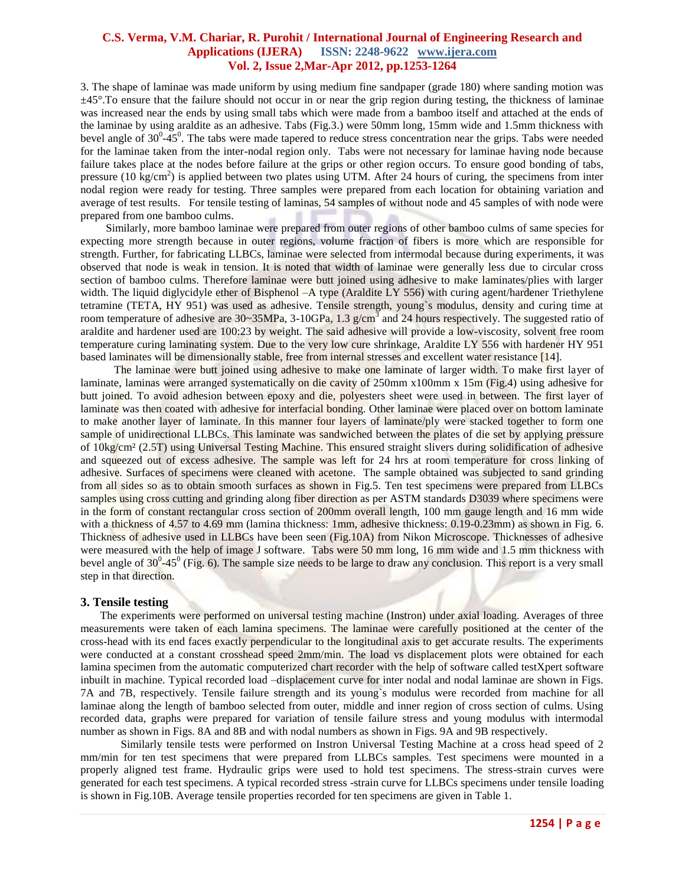3. The shape of laminae was made uniform by using medium fine sandpaper (grade 180) where sanding motion was ±45°.To ensure that the failure should not occur in or near the grip region during testing, the thickness of laminae was increased near the ends by using small tabs which were made from a bamboo itself and attached at the ends of the laminae by using araldite as an adhesive. Tabs (Fig.3.) were 50mm long, 15mm wide and 1.5mm thickness with bevel angle of $30^0$-$45^0$. The tabs were made tapered to reduce stress concentration near the grips. Tabs were needed for the laminae taken from the inter-nodal region only. Tabs were not necessary for laminae having node because failure takes place at the nodes before failure at the grips or other region occurs. To ensure good bonding of tabs, pressure (10 kg/cm$^2$) is applied between two plates using UTM. After 24 hours of curing, the specimens from inter nodal region were ready for testing. Three samples were prepared from each location for obtaining variation and average of test results. For tensile testing of laminas, 54 samples of without node and 45 samples of with node were prepared from one bamboo culms.

Similarly, more bamboo laminae were prepared from outer regions of other bamboo culms of same species for expecting more strength because in outer regions, volume fraction of fibers is more which are responsible for strength. Further, for fabricating LLBCs, laminae were selected from intermodal because during experiments, it was observed that node is weak in tension. It is noted that width of laminae were generally less due to circular cross section of bamboo culms. Therefore laminae were butt joined using adhesive to make laminates/plies with larger width. The liquid diglycidyle ether of Bisphenol –A type (Araldite LY 556) with curing agent/hardener Triethylene tetramine (TETA, HY 951) was used as adhesive. Tensile strength, young`s modulus, density and curing time at room temperature of adhesive are 30~35MPa, 3-10GPa, 1.3 g/cm$^3$ and 24 hours respectively. The suggested ratio of araldite and hardener used are 100:23 by weight. The said adhesive will provide a low-viscosity, solvent free room temperature curing laminating system. Due to the very low cure shrinkage, Araldite LY 556 with hardener HY 951 based laminates will be dimensionally stable, free from internal stresses and excellent water resistance [14].

The laminae were butt joined using adhesive to make one laminate of larger width. To make first layer of laminate, laminas were arranged systematically on die cavity of 250mm x100mm x 15m (Fig.4) using adhesive for butt joined. To avoid adhesion between epoxy and die, polyesters sheet were used in between. The first layer of laminate was then coated with adhesive for interfacial bonding. Other laminae were placed over on bottom laminate to make another layer of laminate. In this manner four layers of laminate/ply were stacked together to form one sample of unidirectional LLBCs. This laminate was sandwiched between the plates of die set by applying pressure of 10kg/cm² (2.5T) using Universal Testing Machine. This ensured straight slivers during solidification of adhesive and squeezed out of excess adhesive. The sample was left for 24 hrs at room temperature for cross linking of adhesive. Surfaces of specimens were cleaned with acetone. The sample obtained was subjected to sand grinding from all sides so as to obtain smooth surfaces as shown in Fig.5. Ten test specimens were prepared from LLBCs samples using cross cutting and grinding along fiber direction as per ASTM standards D3039 where specimens were in the form of constant rectangular cross section of 200mm overall length, 100 mm gauge length and 16 mm wide with a thickness of 4.57 to 4.69 mm (lamina thickness: 1mm, adhesive thickness: 0.19-0.23mm) as shown in Fig. 6. Thickness of adhesive used in LLBCs have been seen (Fig.10A) from Nikon Microscope. Thicknesses of adhesive were measured with the help of image J software. Tabs were 50 mm long, 16 mm wide and 1.5 mm thickness with bevel angle of $30^0$-$45^0$ (Fig. 6). The sample size needs to be large to draw any conclusion. This report is a very small step in that direction.

## 3. Tensile testing

The experiments were performed on universal testing machine (Instron) under axial loading. Averages of three measurements were taken of each lamina specimens. The laminae were carefully positioned at the center of the cross-head with its end faces exactly perpendicular to the longitudinal axis to get accurate results. The experiments were conducted at a constant crosshead speed 2mm/min. The load vs displacement plots were obtained for each lamina specimen from the automatic computerized chart recorder with the help of software called testXpert software inbuilt in machine. Typical recorded load –displacement curve for inter nodal and nodal laminae are shown in Figs. 7A and 7B, respectively. Tensile failure strength and its young`s modulus were recorded from machine for all laminae along the length of bamboo selected from outer, middle and inner region of cross section of culms. Using recorded data, graphs were prepared for variation of tensile failure stress and young modulus with intermodal number as shown in Figs. 8A and 8B and with nodal numbers as shown in Figs. 9A and 9B respectively.

Similarly tensile tests were performed on Instron Universal Testing Machine at a cross head speed of 2 mm/min for ten test specimens that were prepared from LLBCs samples. Test specimens were mounted in a properly aligned test frame. Hydraulic grips were used to hold test specimens. The stress-strain curves were generated for each test specimens. A typical recorded stress -strain curve for LLBCs specimens under tensile loading is shown in Fig.10B. Average tensile properties recorded for ten specimens are given in Table 1.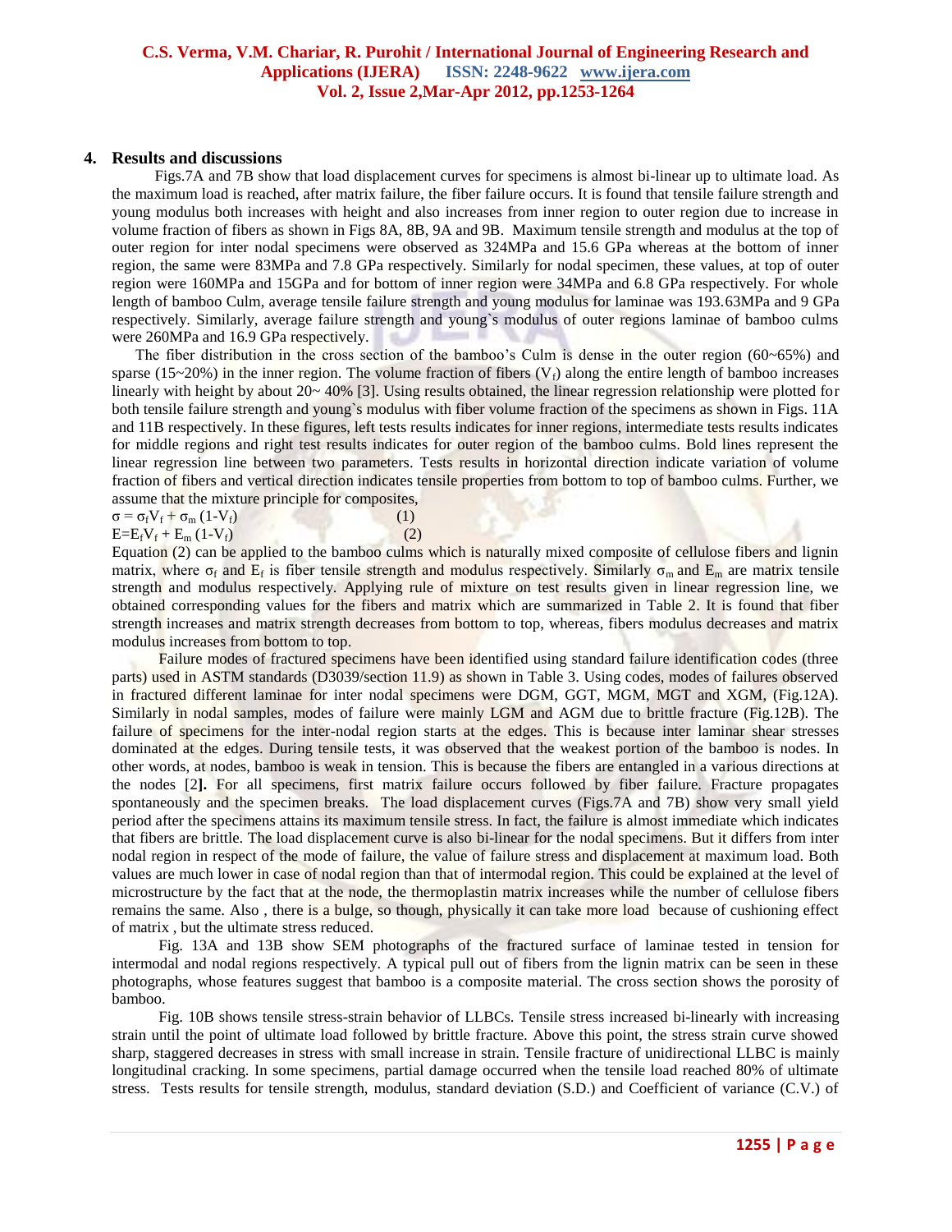## 4. Results and discussions

Figs.7A and 7B show that load displacement curves for specimens is almost bi-linear up to ultimate load. As the maximum load is reached, after matrix failure, the fiber failure occurs. It is found that tensile failure strength and young modulus both increases with height and also increases from inner region to outer region due to increase in volume fraction of fibers as shown in Figs 8A, 8B, 9A and 9B. Maximum tensile strength and modulus at the top of outer region for inter nodal specimens were observed as 324MPa and 15.6 GPa whereas at the bottom of inner region, the same were 83MPa and 7.8 GPa respectively. Similarly for nodal specimen, these values, at top of outer region were 160MPa and 15GPa and for bottom of inner region were 34MPa and 6.8 GPa respectively. For whole length of bamboo Culm, average tensile failure strength and young modulus for laminae was 193.63MPa and 9 GPa respectively. Similarly, average failure strength and young`s modulus of outer regions laminae of bamboo culms were 260MPa and 16.9 GPa respectively.

The fiber distribution in the cross section of the bamboo's Culm is dense in the outer region (60~65%) and sparse (15~20%) in the inner region. The volume fraction of fibers ($V_f$) along the entire length of bamboo increases linearly with height by about 20~ 40% [3]. Using results obtained, the linear regression relationship were plotted for both tensile failure strength and young`s modulus with fiber volume fraction of the specimens as shown in Figs. 11A and 11B respectively. In these figures, left tests results indicates for inner regions, intermediate tests results indicates for middle regions and right test results indicates for outer region of the bamboo culms. Bold lines represent the linear regression line between two parameters. Tests results in horizontal direction indicate variation of volume fraction of fibers and vertical direction indicates tensile properties from bottom to top of bamboo culms. Further, we assume that the mixture principle for composites,

$$\sigma = \sigma_f V_f + \sigma_m (1-V_f) \qquad (1)$$

$$E = E_f V_f + E_m (1-V_f) \qquad (2)$$

Equation (2) can be applied to the bamboo culms which is naturally mixed composite of cellulose fibers and lignin matrix, where $\sigma_f$ and $E_f$ is fiber tensile strength and modulus respectively. Similarly $\sigma_m$ and $E_m$ are matrix tensile strength and modulus respectively. Applying rule of mixture on test results given in linear regression line, we obtained corresponding values for the fibers and matrix which are summarized in Table 2. It is found that fiber strength increases and matrix strength decreases from bottom to top, whereas, fibers modulus decreases and matrix modulus increases from bottom to top.

Failure modes of fractured specimens have been identified using standard failure identification codes (three parts) used in ASTM standards (D3039/section 11.9) as shown in Table 3. Using codes, modes of failures observed in fractured different laminae for inter nodal specimens were DGM, GGT, MGM, MGT and XGM, (Fig.12A). Similarly in nodal samples, modes of failure were mainly LGM and AGM due to brittle fracture (Fig.12B). The failure of specimens for the inter-nodal region starts at the edges. This is because inter laminar shear stresses dominated at the edges. During tensile tests, it was observed that the weakest portion of the bamboo is nodes. In other words, at nodes, bamboo is weak in tension. This is because the fibers are entangled in a various directions at the nodes [2]. For all specimens, first matrix failure occurs followed by fiber failure. Fracture propagates spontaneously and the specimen breaks. The load displacement curves (Figs.7A and 7B) show very small yield period after the specimens attains its maximum tensile stress. In fact, the failure is almost immediate which indicates that fibers are brittle. The load displacement curve is also bi-linear for the nodal specimens. But it differs from inter nodal region in respect of the mode of failure, the value of failure stress and displacement at maximum load. Both values are much lower in case of nodal region than that of intermodal region. This could be explained at the level of microstructure by the fact that at the node, the thermoplastin matrix increases while the number of cellulose fibers remains the same. Also , there is a bulge, so though, physically it can take more load because of cushioning effect of matrix , but the ultimate stress reduced.

Fig. 13A and 13B show SEM photographs of the fractured surface of laminae tested in tension for intermodal and nodal regions respectively. A typical pull out of fibers from the lignin matrix can be seen in these photographs, whose features suggest that bamboo is a composite material. The cross section shows the porosity of bamboo.

Fig. 10B shows tensile stress-strain behavior of LLBCs. Tensile stress increased bi-linearly with increasing strain until the point of ultimate load followed by brittle fracture. Above this point, the stress strain curve showed sharp, staggered decreases in stress with small increase in strain. Tensile fracture of unidirectional LLBC is mainly longitudinal cracking. In some specimens, partial damage occurred when the tensile load reached 80% of ultimate stress. Tests results for tensile strength, modulus, standard deviation (S.D.) and Coefficient of variance (C.V.) of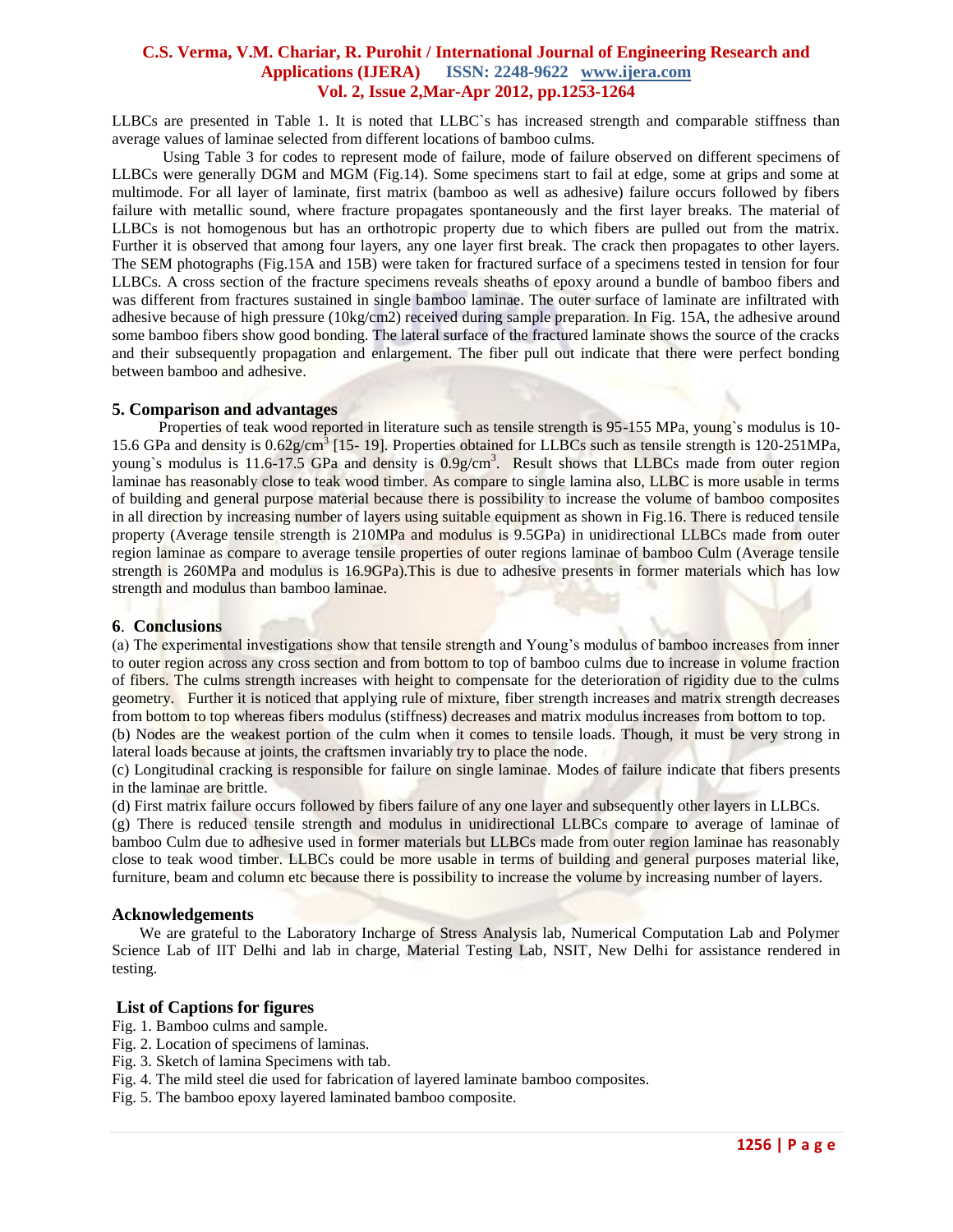LLBCs are presented in Table 1. It is noted that LLBC`s has increased strength and comparable stiffness than average values of laminae selected from different locations of bamboo culms.

Using Table 3 for codes to represent mode of failure, mode of failure observed on different specimens of LLBCs were generally DGM and MGM (Fig.14). Some specimens start to fail at edge, some at grips and some at multimode. For all layer of laminate, first matrix (bamboo as well as adhesive) failure occurs followed by fibers failure with metallic sound, where fracture propagates spontaneously and the first layer breaks. The material of LLBCs is not homogenous but has an orthotropic property due to which fibers are pulled out from the matrix. Further it is observed that among four layers, any one layer first break. The crack then propagates to other layers. The SEM photographs (Fig.15A and 15B) were taken for fractured surface of a specimens tested in tension for four LLBCs. A cross section of the fracture specimens reveals sheaths of epoxy around a bundle of bamboo fibers and was different from fractures sustained in single bamboo laminae. The outer surface of laminate are infiltrated with adhesive because of high pressure (10kg/cm2) received during sample preparation. In Fig. 15A, the adhesive around some bamboo fibers show good bonding. The lateral surface of the fractured laminate shows the source of the cracks and their subsequently propagation and enlargement. The fiber pull out indicate that there were perfect bonding between bamboo and adhesive.

## 5. Comparison and advantages

Properties of teak wood reported in literature such as tensile strength is 95-155 MPa, young`s modulus is 10-15.6 GPa and density is $0.62g/cm^3$ [15- 19]. Properties obtained for LLBCs such as tensile strength is 120-251MPa, young`s modulus is 11.6-17.5 GPa and density is $0.9g/cm^3$. Result shows that LLBCs made from outer region laminae has reasonably close to teak wood timber. As compare to single lamina also, LLBC is more usable in terms of building and general purpose material because there is possibility to increase the volume of bamboo composites in all direction by increasing number of layers using suitable equipment as shown in Fig.16. There is reduced tensile property (Average tensile strength is 210MPa and modulus is 9.5GPa) in unidirectional LLBCs made from outer region laminae as compare to average tensile properties of outer regions laminae of bamboo Culm (Average tensile strength is 260MPa and modulus is 16.9GPa).This is due to adhesive presents in former materials which has low strength and modulus than bamboo laminae.

## 6. Conclusions

(a) The experimental investigations show that tensile strength and Young's modulus of bamboo increases from inner to outer region across any cross section and from bottom to top of bamboo culms due to increase in volume fraction of fibers. The culms strength increases with height to compensate for the deterioration of rigidity due to the culms geometry. Further it is noticed that applying rule of mixture, fiber strength increases and matrix strength decreases from bottom to top whereas fibers modulus (stiffness) decreases and matrix modulus increases from bottom to top.

(b) Nodes are the weakest portion of the culm when it comes to tensile loads. Though, it must be very strong in lateral loads because at joints, the craftsmen invariably try to place the node.

(c) Longitudinal cracking is responsible for failure on single laminae. Modes of failure indicate that fibers presents in the laminae are brittle.

(d) First matrix failure occurs followed by fibers failure of any one layer and subsequently other layers in LLBCs.

(g) There is reduced tensile strength and modulus in unidirectional LLBCs compare to average of laminae of bamboo Culm due to adhesive used in former materials but LLBCs made from outer region laminae has reasonably close to teak wood timber. LLBCs could be more usable in terms of building and general purposes material like, furniture, beam and column etc because there is possibility to increase the volume by increasing number of layers.

### Acknowledgements

We are grateful to the Laboratory Incharge of Stress Analysis lab, Numerical Computation Lab and Polymer Science Lab of IIT Delhi and lab in charge, Material Testing Lab, NSIT, New Delhi for assistance rendered in testing.

### List of Captions for figures

Fig. 1. Bamboo culms and sample.
Fig. 2. Location of specimens of laminas.
Fig. 3. Sketch of lamina Specimens with tab.
Fig. 4. The mild steel die used for fabrication of layered laminate bamboo composites.
Fig. 5. The bamboo epoxy layered laminated bamboo composite.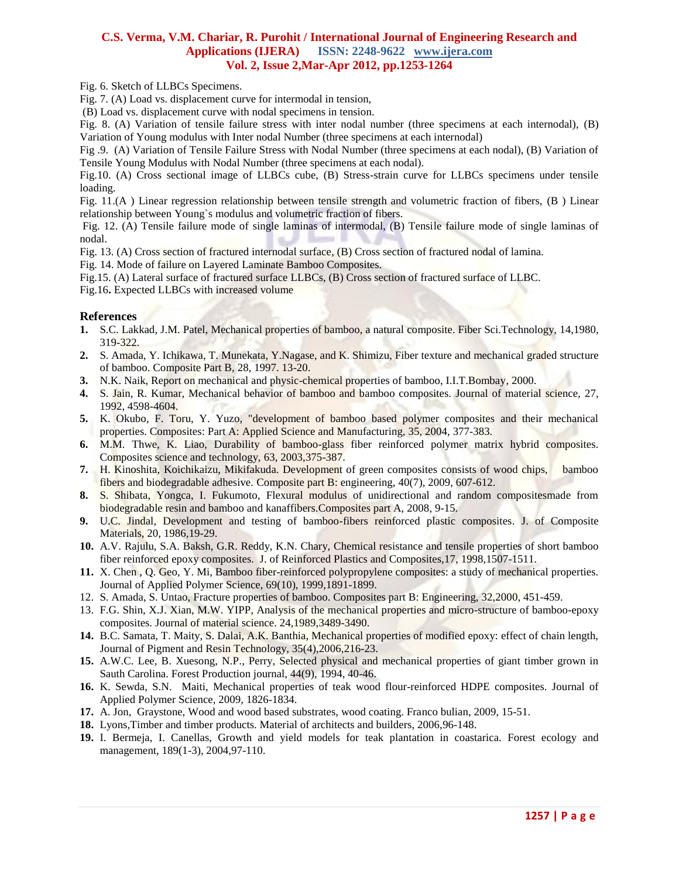Fig. 6. Sketch of LLBCs Specimens.

Fig. 7. (A) Load vs. displacement curve for intermodal in tension,

(B) Load vs. displacement curve with nodal specimens in tension.

Fig. 8. (A) Variation of tensile failure stress with inter nodal number (three specimens at each internodal), (B) Variation of Young modulus with Inter nodal Number (three specimens at each internodal)

Fig .9. (A) Variation of Tensile Failure Stress with Nodal Number (three specimens at each nodal), (B) Variation of Tensile Young Modulus with Nodal Number (three specimens at each nodal).

Fig.10. (A) Cross sectional image of LLBCs cube, (B) Stress-strain curve for LLBCs specimens under tensile loading.

Fig. 11.(A ) Linear regression relationship between tensile strength and volumetric fraction of fibers, (B ) Linear relationship between Young`s modulus and volumetric fraction of fibers.

Fig. 12. (A) Tensile failure mode of single laminas of intermodal, (B) Tensile failure mode of single laminas of nodal.

Fig. 13. (A) Cross section of fractured internodal surface, (B) Cross section of fractured nodal of lamina.

Fig. 14. Mode of failure on Layered Laminate Bamboo Composites.

Fig.15. (A) Lateral surface of fractured surface LLBCs, (B) Cross section of fractured surface of LLBC.

Fig.16**.** Expected LLBCs with increased volume

## References

1. S.C. Lakkad, J.M. Patel, Mechanical properties of bamboo, a natural composite. Fiber Sci.Technology, 14,1980, 319-322.
2. S. Amada, Y. Ichikawa, T. Munekata, Y.Nagase, and K. Shimizu, Fiber texture and mechanical graded structure of bamboo. Composite Part B, 28, 1997. 13-20.
3. N.K. Naik, Report on mechanical and physic-chemical properties of bamboo, I.I.T.Bombay, 2000.
4. S. Jain, R. Kumar, Mechanical behavior of bamboo and bamboo composites. Journal of material science, 27, 1992, 4598-4604.
5. K. Okubo, F. Toru, Y. Yuzo, "development of bamboo based polymer composites and their mechanical properties. Composites: Part A: Applied Science and Manufacturing, 35, 2004, 377-383.
6. M.M. Thwe, K. Liao, Durability of bamboo-glass fiber reinforced polymer matrix hybrid composites. Composites science and technology, 63, 2003,375-387.
7. H. Kinoshita, Koichikaizu, Mikifakuda. Development of green composites consists of wood chips, bamboo fibers and biodegradable adhesive. Composite part B: engineering, 40(7), 2009, 607-612.
8. S. Shibata, Yongca, I. Fukumoto, Flexural modulus of unidirectional and random compositesmade from biodegradable resin and bamboo and kanaffibers.Composites part A, 2008, 9-15.
9. U.C. Jindal, Development and testing of bamboo-fibers reinforced plastic composites. J. of Composite Materials, 20, 1986,19-29.
10. A.V. Rajulu, S.A. Baksh, G.R. Reddy, K.N. Chary, Chemical resistance and tensile properties of short bamboo fiber reinforced epoxy composites. J. of Reinforced Plastics and Composites,17, 1998,1507-1511.
11. X. Chen , Q. Geo, Y. Mi, Bamboo fiber-reinforced polypropylene composites: a study of mechanical properties. Journal of Applied Polymer Science, 69(10), 1999,1891-1899.
12. S. Amada, S. Untao, Fracture properties of bamboo. Composites part B: Engineering, 32,2000, 451-459.
13. F.G. Shin, X.J. Xian, M.W. YIPP, Analysis of the mechanical properties and micro-structure of bamboo-epoxy composites. Journal of material science. 24,1989,3489-3490.
14. B.C. Samata, T. Maity, S. Dalai, A.K. Banthia, Mechanical properties of modified epoxy: effect of chain length, Journal of Pigment and Resin Technology, 35(4),2006,216-23.
15. A.W.C. Lee, B. Xuesong, N.P., Perry, Selected physical and mechanical properties of giant timber grown in Sauth Carolina. Forest Production journal, 44(9), 1994, 40-46.
16. K. Sewda, S.N. Maiti, Mechanical properties of teak wood flour-reinforced HDPE composites. Journal of Applied Polymer Science, 2009, 1826-1834.
17. A. Jon, Graystone, Wood and wood based substrates, wood coating. Franco bulian, 2009, 15-51.
18. Lyons,Timber and timber products. Material of architects and builders, 2006,96-148.
19. I. Bermeja, I. Canellas, Growth and yield models for teak plantation in coastarica. Forest ecology and management, 189(1-3), 2004,97-110.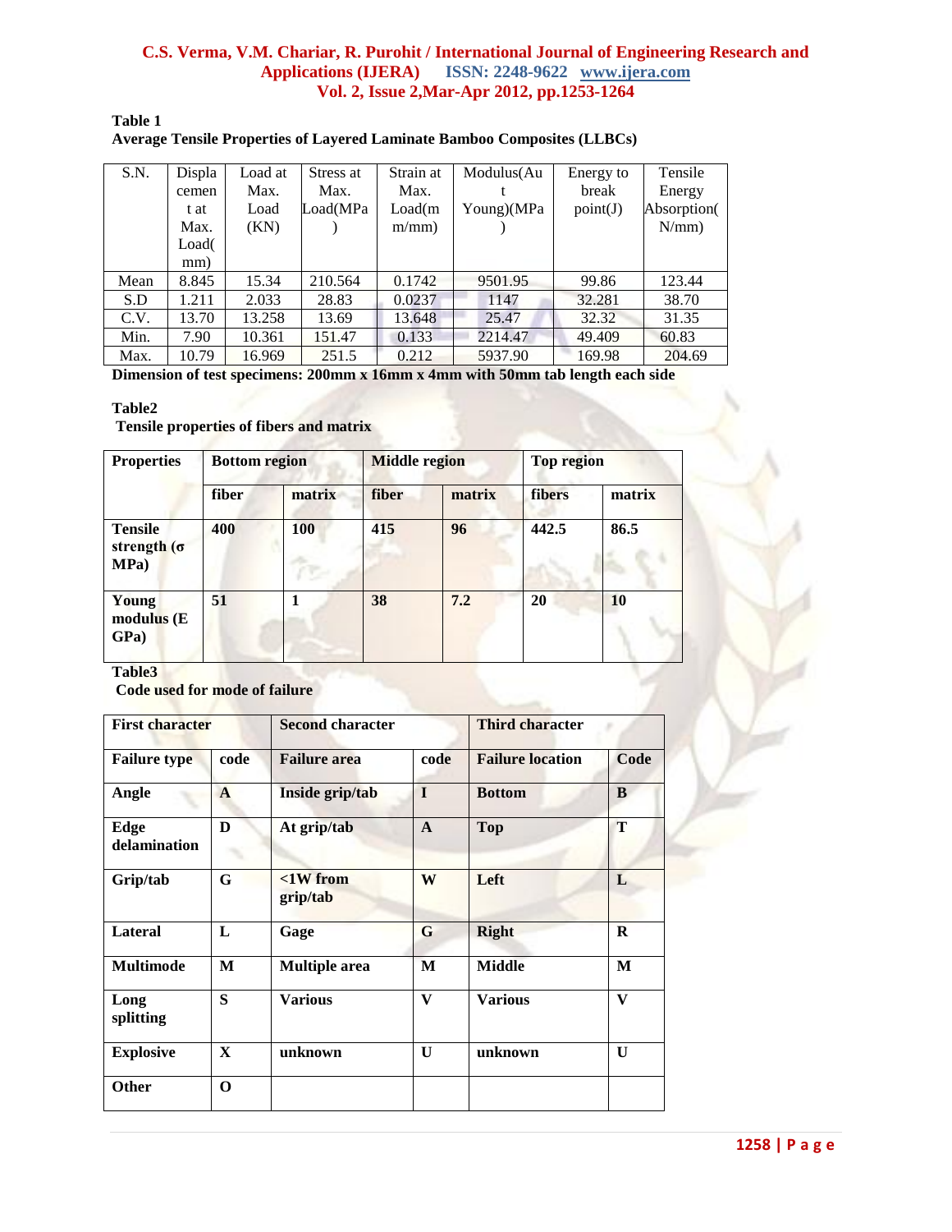**Table 1**
**Average Tensile Properties of Layered Laminate Bamboo Composites (LLBCs)**

| S.N. | Displacement at Max. Load(mm) | Load at Max. Load (KN) | Stress at Max. Load(MPa) | Strain at Max. Load(mm/mm) | Modulus(Ault Young)(MPa) | Energy to break point(J) | Tensile Energy Absorption(N/mm) |
|---|---|---|---|---|---|---|---|
| Mean | 8.845 | 15.34 | 210.564 | 0.1742 | 9501.95 | 99.86 | 123.44 |
| S.D | 1.211 | 2.033 | 28.83 | 0.0237 | 1147 | 32.281 | 38.70 |
| C.V. | 13.70 | 13.258 | 13.69 | 13.648 | 25.47 | 32.32 | 31.35 |
| Min. | 7.90 | 10.361 | 151.47 | 0.133 | 2214.47 | 49.409 | 60.83 |
| Max. | 10.79 | 16.969 | 251.5 | 0.212 | 5937.90 | 169.98 | 204.69 |

**Dimension of test specimens: 200mm x 16mm x 4mm with 50mm tab length each side**

**Table2**
**Tensile properties of fibers and matrix**

| Properties | Bottom region | | Middle region | | Top region | |
|---|---|---|---|---|---|---|
| | **fiber** | **matrix** | **fiber** | **matrix** | **fibers** | **matrix** |
| **Tensile strength (σ MPa)** | **400** | **100** | **415** | **96** | **442.5** | **86.5** |
| **Young modulus (E GPa)** | **51** | **1** | **38** | **7.2** | **20** | **10** |

**Table3**
**Code used for mode of failure**

| First character | | Second character | | Third character | |
|---|---|---|---|---|---|
| **Failure type** | **code** | **Failure area** | **code** | **Failure location** | **Code** |
| **Angle** | **A** | **Inside grip/tab** | **I** | **Bottom** | **B** |
| **Edge delamination** | **D** | **At grip/tab** | **A** | **Top** | **T** |
| **Grip/tab** | **G** | **<1W from grip/tab** | **W** | **Left** | **L** |
| **Lateral** | **L** | **Gage** | **G** | **Right** | **R** |
| **Multimode** | **M** | **Multiple area** | **M** | **Middle** | **M** |
| **Long splitting** | **S** | **Various** | **V** | **Various** | **V** |
| **Explosive** | **X** | **unknown** | **U** | **unknown** | **U** |
| **Other** | **O** | | | | |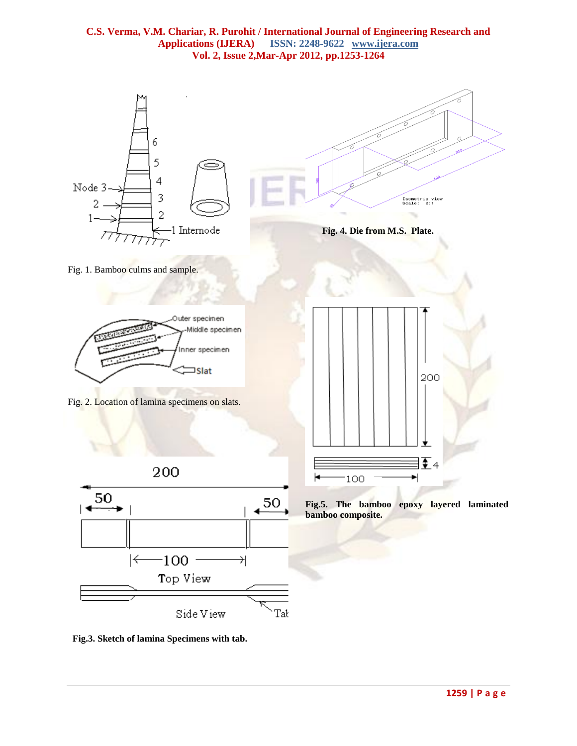Fig. 1. Bamboo culms and sample.

**Fig. 4. Die from M.S. Plate.**

Fig. 2. Location of lamina specimens on slats.

**Fig.5. The bamboo epoxy layered laminated bamboo composite.**

**Fig.3. Sketch of lamina Specimens with tab.**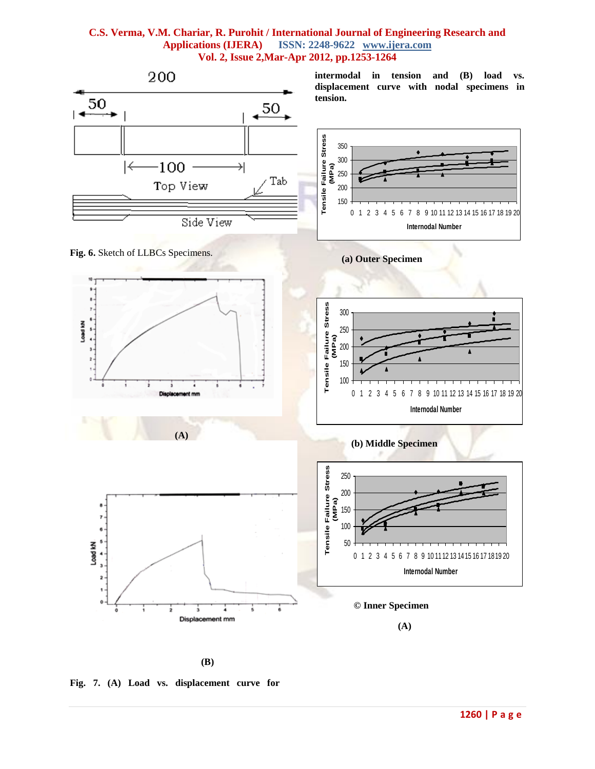**Fig. 6.** Sketch of LLBCs Specimens.

(A)

(B)

**Fig. 7. (A) Load vs. displacement curve for intermodal in tension and (B) load vs. displacement curve with nodal specimens in tension.**

**(a) Outer Specimen**

**(b) Middle Specimen**

**© Inner Specimen**

**(A)**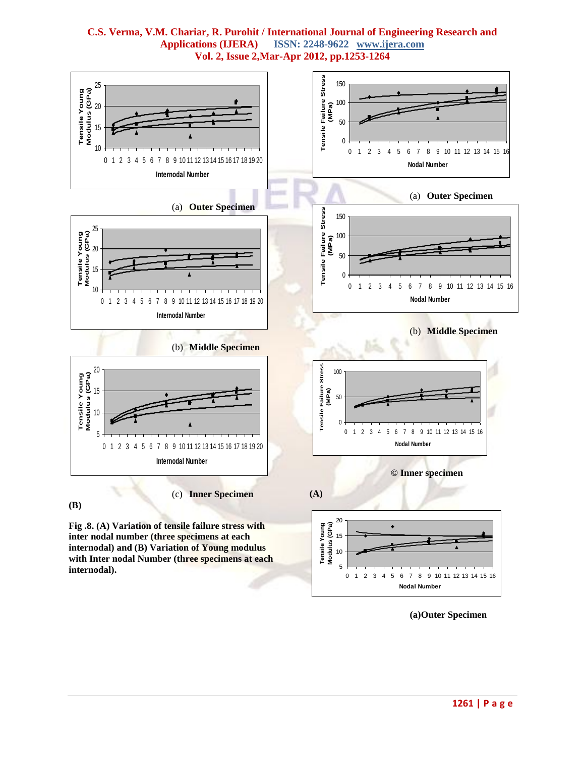(a) **Outer Specimen**

(b) **Middle Specimen**

(c) **Inner Specimen**

**(B)**

(a) **Outer Specimen**

(b) **Middle Specimen**

**© Inner specimen**

**(A)**

**Fig .8. (A) Variation of tensile failure stress with inter nodal number (three specimens at each internodal) and (B) Variation of Young modulus with Inter nodal Number (three specimens at each internodal).**

**(a)Outer Specimen**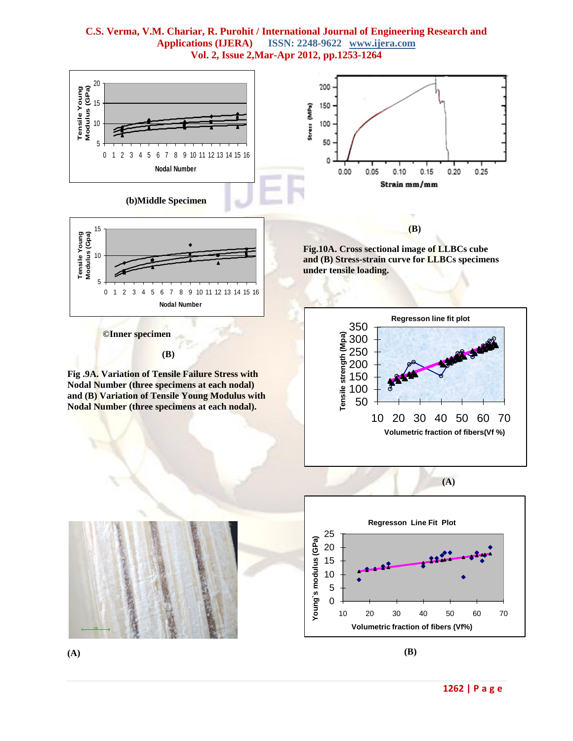(b)Middle Specimen

©Inner specimen

(B)

**Fig .9A. Variation of Tensile Failure Stress with Nodal Number (three specimens at each nodal) and (B) Variation of Tensile Young Modulus with Nodal Number (three specimens at each nodal).**

(B)

**Fig.10A. Cross sectional image of LLBCs cube and (B) Stress-strain curve for LLBCs specimens under tensile loading.**

(A)

(A)

(B)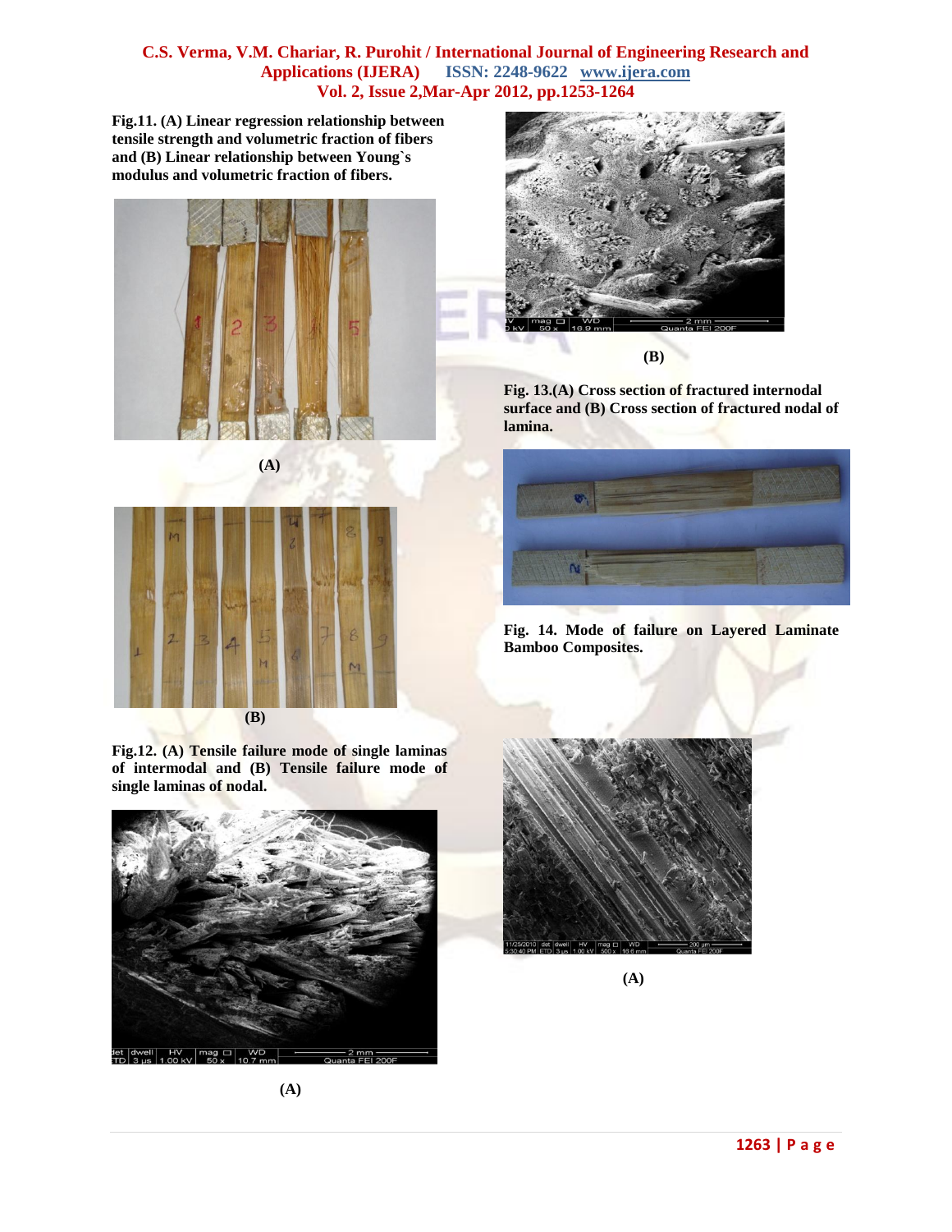**Fig.11. (A) Linear regression relationship between tensile strength and volumetric fraction of fibers and (B) Linear relationship between Young`s modulus and volumetric fraction of fibers.**

**(A)**

**(B)**

**Fig.12. (A) Tensile failure mode of single laminas of intermodal and (B) Tensile failure mode of single laminas of nodal.**

**(A)**

**(B)**

**Fig. 13.(A) Cross section of fractured internodal surface and (B) Cross section of fractured nodal of lamina.**

**Fig. 14. Mode of failure on Layered Laminate Bamboo Composites.**

**(A)**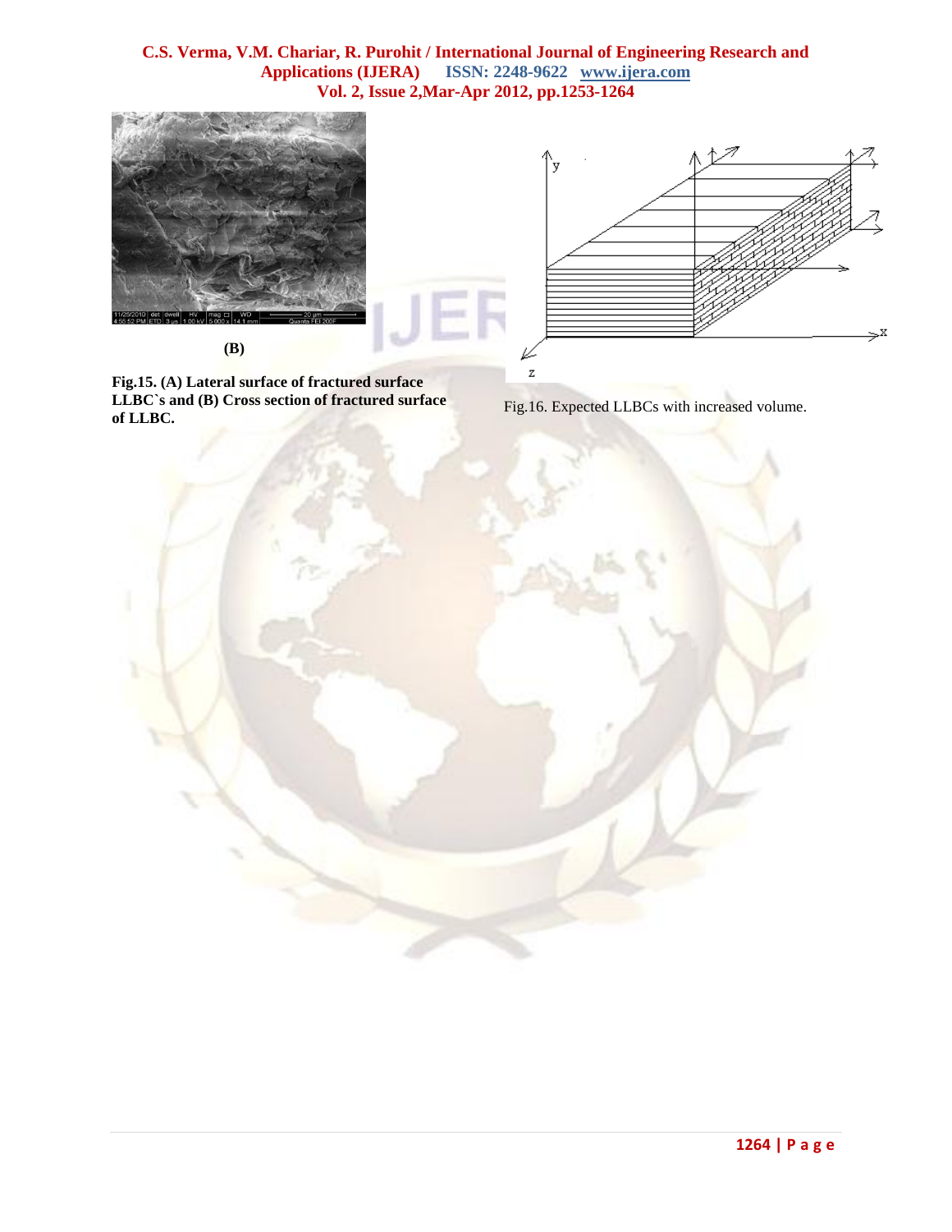(B)

**Fig.15. (A) Lateral surface of fractured surface LLBC`s and (B) Cross section of fractured surface of LLBC.**

y

x

z

Fig.16. Expected LLBCs with increased volume.